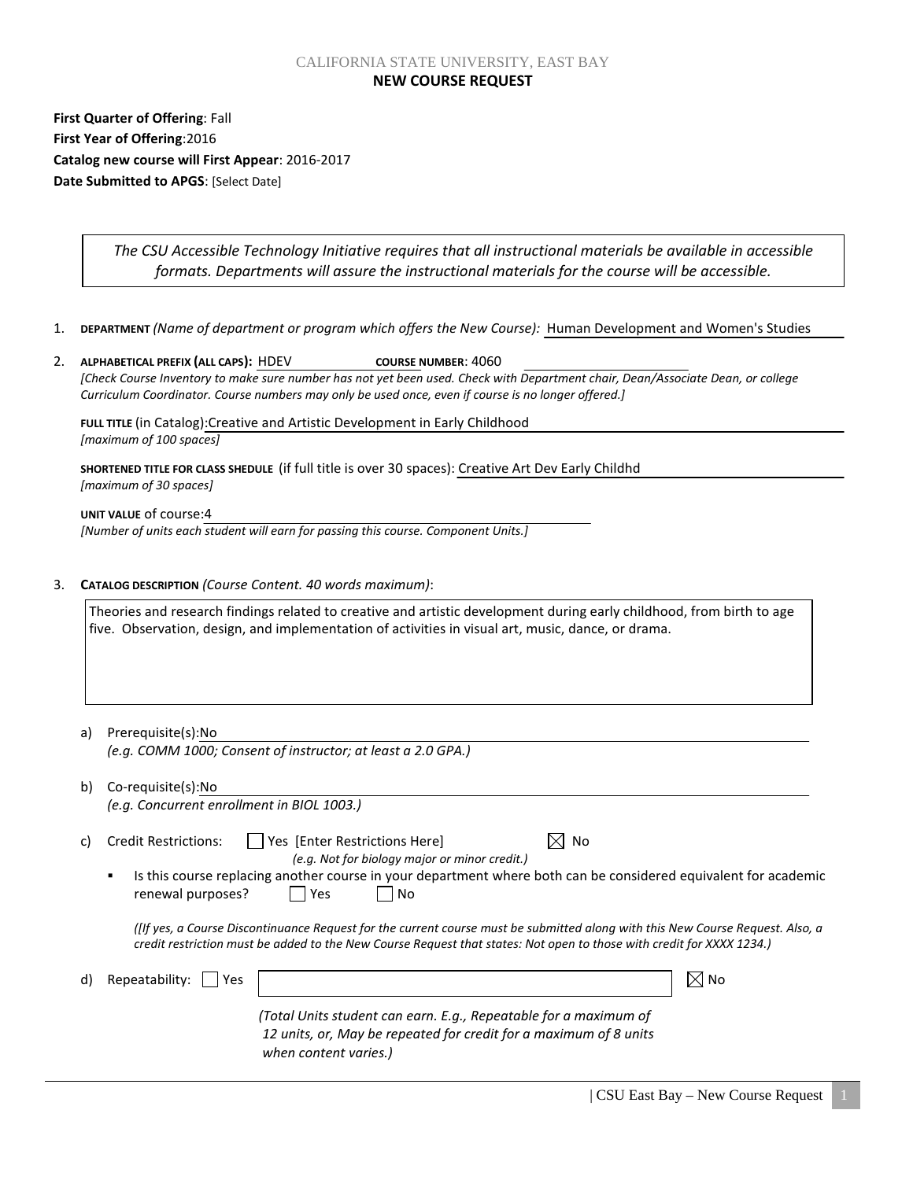CALIFORNIA STATE UNIVERSITY, EAST BAY

# NEW COURSE REQUEST

**First Quarter of Offering**: Fall
**First Year of Offering**:2016
**Catalog new course will First Appear**: 2016-2017
**Date Submitted to APGS**: [Select Date]

> *The CSU Accessible Technology Initiative requires that all instructional materials be available in accessible formats. Departments will assure the instructional materials for the course will be accessible.*

1. **DEPARTMENT** *(Name of department or program which offers the New Course):* Human Development and Women's Studies

2. **ALPHABETICAL PREFIX (ALL CAPS):** HDEV **COURSE NUMBER**: 4060
   *[Check Course Inventory to make sure number has not yet been used. Check with Department chair, Dean/Associate Dean, or college Curriculum Coordinator. Course numbers may only be used once, even if course is no longer offered.]*

   **FULL TITLE** (in Catalog):Creative and Artistic Development in Early Childhood
   *[maximum of 100 spaces]*

   **SHORTENED TITLE FOR CLASS SHEDULE** (if full title is over 30 spaces): Creative Art Dev Early Childhd
   *[maximum of 30 spaces]*

   **UNIT VALUE** of course:4
   *[Number of units each student will earn for passing this course. Component Units.]*

3. **CATALOG DESCRIPTION** *(Course Content. 40 words maximum)*:

   Theories and research findings related to creative and artistic development during early childhood, from birth to age five. Observation, design, and implementation of activities in visual art, music, dance, or drama.

   a) Prerequisite(s):No
      *(e.g. COMM 1000; Consent of instructor; at least a 2.0 GPA.)*

   b) Co-requisite(s):No
      *(e.g. Concurrent enrollment in BIOL 1003.)*

   c) Credit Restrictions: ☐ Yes [Enter Restrictions Here] ☒ No
      *(e.g. Not for biology major or minor credit.)*
      - Is this course replacing another course in your department where both can be considered equivalent for academic renewal purposes? ☐ Yes ☐ No

      *([If yes, a Course Discontinuance Request for the current course must be submitted along with this New Course Request. Also, a credit restriction must be added to the New Course Request that states: Not open to those with credit for XXXX 1234.)*

   d) Repeatability: ☐ Yes ☒ No
      *(Total Units student can earn. E.g., Repeatable for a maximum of 12 units, or, May be repeated for credit for a maximum of 8 units when content varies.)*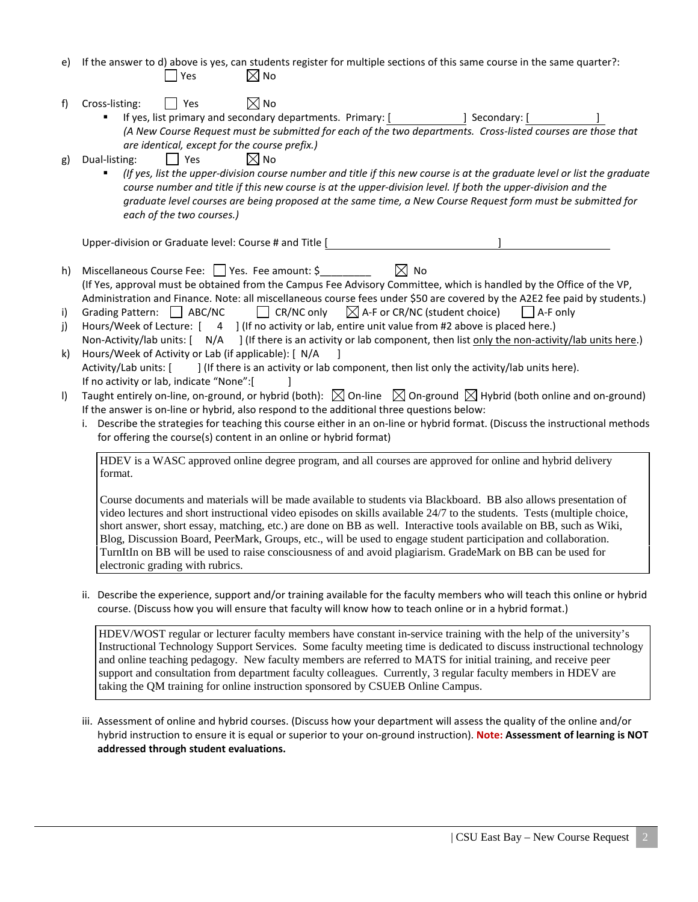e) If the answer to d) above is yes, can students register for multiple sections of this same course in the same quarter?: ☐ Yes ☒ No

f) Cross-listing: ☐ Yes ☒ No

- If yes, list primary and secondary departments. Primary: [ ] Secondary: [ ]
  *(A New Course Request must be submitted for each of the two departments. Cross-listed courses are those that are identical, except for the course prefix.)*

g) Dual-listing: ☐ Yes ☒ No

- *(If yes, list the upper-division course number and title if this new course is at the graduate level or list the graduate course number and title if this new course is at the upper-division level. If both the upper-division and the graduate level courses are being proposed at the same time, a New Course Request form must be submitted for each of the two courses.)*

Upper-division or Graduate level: Course # and Title [ ]

h) Miscellaneous Course Fee: ☐ Yes. Fee amount: $_________ ☒ No
(If Yes, approval must be obtained from the Campus Fee Advisory Committee, which is handled by the Office of the VP, Administration and Finance. Note: all miscellaneous course fees under $50 are covered by the A2E2 fee paid by students.)

i) Grading Pattern: ☐ ABC/NC ☐ CR/NC only ☒ A-F or CR/NC (student choice) ☐ A-F only

j) Hours/Week of Lecture: [ 4 ] (If no activity or lab, entire unit value from #2 above is placed here.)
Non-Activity/lab units: [ N/A ] (If there is an activity or lab component, then list <u>only the non-activity/lab units here</u>.)

k) Hours/Week of Activity or Lab (if applicable): [ N/A ]
Activity/Lab units: [ ] (If there is an activity or lab component, then list only the activity/lab units here).
If no activity or lab, indicate "None":[ ]

l) Taught entirely on-line, on-ground, or hybrid (both): ☒ On-line ☒ On-ground ☒ Hybrid (both online and on-ground)
If the answer is on-line or hybrid, also respond to the additional three questions below:

i. Describe the strategies for teaching this course either in an on-line or hybrid format. (Discuss the instructional methods for offering the course(s) content in an online or hybrid format)

> HDEV is a WASC approved online degree program, and all courses are approved for online and hybrid delivery format.
>
> Course documents and materials will be made available to students via Blackboard. BB also allows presentation of video lectures and short instructional video episodes on skills available 24/7 to the students. Tests (multiple choice, short answer, short essay, matching, etc.) are done on BB as well. Interactive tools available on BB, such as Wiki, Blog, Discussion Board, PeerMark, Groups, etc., will be used to engage student participation and collaboration. TurnItIn on BB will be used to raise consciousness of and avoid plagiarism. GradeMark on BB can be used for electronic grading with rubrics.

ii. Describe the experience, support and/or training available for the faculty members who will teach this online or hybrid course. (Discuss how you will ensure that faculty will know how to teach online or in a hybrid format.)

> HDEV/WOST regular or lecturer faculty members have constant in-service training with the help of the university's Instructional Technology Support Services. Some faculty meeting time is dedicated to discuss instructional technology and online teaching pedagogy. New faculty members are referred to MATS for initial training, and receive peer support and consultation from department faculty colleagues. Currently, 3 regular faculty members in HDEV are taking the QM training for online instruction sponsored by CSUEB Online Campus.

iii. Assessment of online and hybrid courses. (Discuss how your department will assess the quality of the online and/or hybrid instruction to ensure it is equal or superior to your on-ground instruction). **Note: Assessment of learning is NOT addressed through student evaluations.**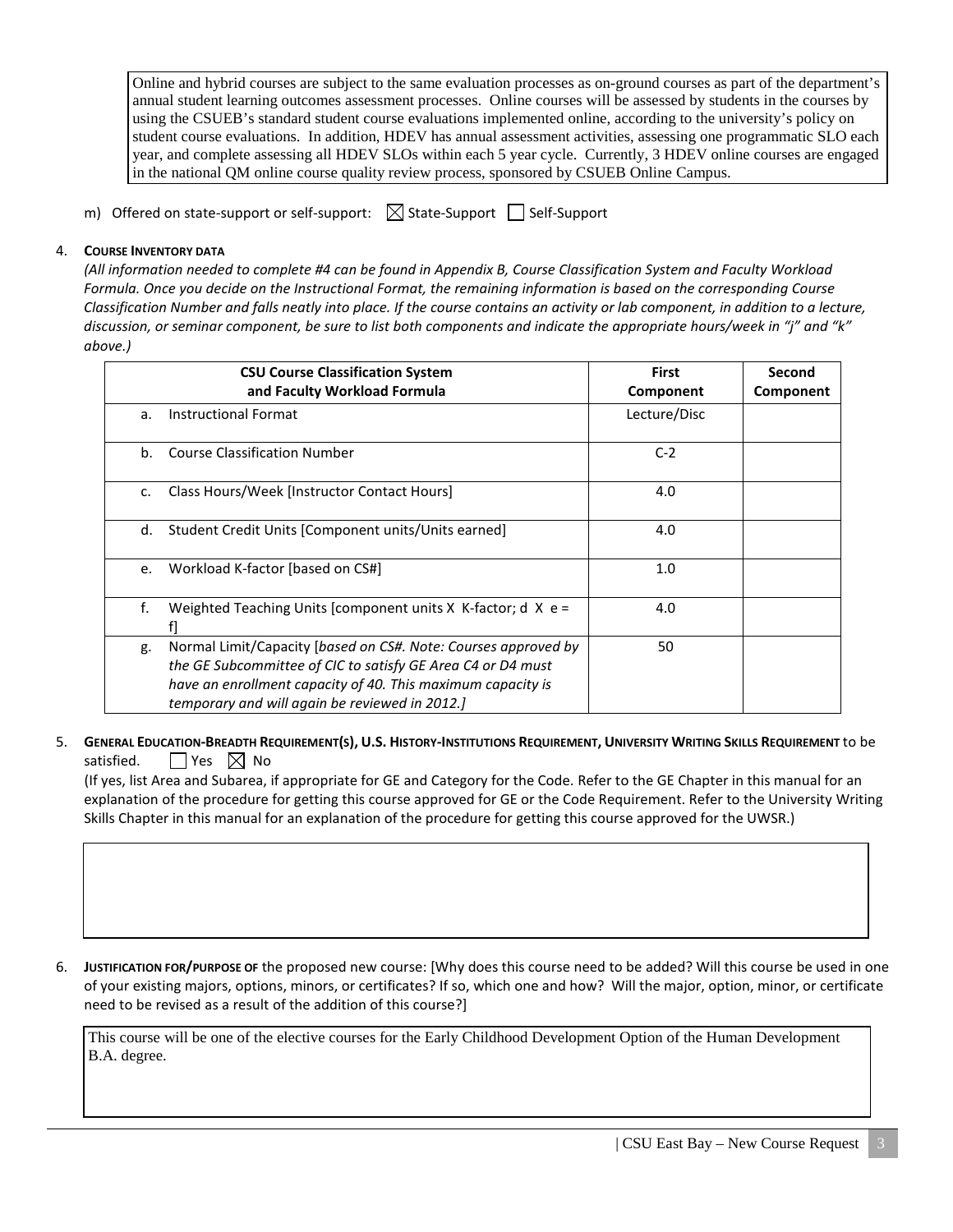Online and hybrid courses are subject to the same evaluation processes as on-ground courses as part of the department's annual student learning outcomes assessment processes. Online courses will be assessed by students in the courses by using the CSUEB's standard student course evaluations implemented online, according to the university's policy on student course evaluations. In addition, HDEV has annual assessment activities, assessing one programmatic SLO each year, and complete assessing all HDEV SLOs within each 5 year cycle. Currently, 3 HDEV online courses are engaged in the national QM online course quality review process, sponsored by CSUEB Online Campus.

m) Offered on state-support or self-support: ☒ State-Support ☐ Self-Support

4. **COURSE INVENTORY DATA**

*(All information needed to complete #4 can be found in Appendix B, Course Classification System and Faculty Workload Formula. Once you decide on the Instructional Format, the remaining information is based on the corresponding Course Classification Number and falls neatly into place. If the course contains an activity or lab component, in addition to a lecture, discussion, or seminar component, be sure to list both components and indicate the appropriate hours/week in "j" and "k" above.)*

| CSU Course Classification System and Faculty Workload Formula | First Component | Second Component |
|---|---|---|
| a. Instructional Format | Lecture/Disc | |
| b. Course Classification Number | C-2 | |
| c. Class Hours/Week [Instructor Contact Hours] | 4.0 | |
| d. Student Credit Units [Component units/Units earned] | 4.0 | |
| e. Workload K-factor [based on CS#] | 1.0 | |
| f. Weighted Teaching Units [component units X K-factor; d X e = f] | 4.0 | |
| g. Normal Limit/Capacity [*based on CS#. Note: Courses approved by the GE Subcommittee of CIC to satisfy GE Area C4 or D4 must have an enrollment capacity of 40. This maximum capacity is temporary and will again be reviewed in 2012.]* | 50 | |

5. **GENERAL EDUCATION-BREADTH REQUIREMENT(S), U.S. HISTORY-INSTITUTIONS REQUIREMENT, UNIVERSITY WRITING SKILLS REQUIREMENT** to be satisfied. ☐ Yes ☒ No

(If yes, list Area and Subarea, if appropriate for GE and Category for the Code. Refer to the GE Chapter in this manual for an explanation of the procedure for getting this course approved for GE or the Code Requirement. Refer to the University Writing Skills Chapter in this manual for an explanation of the procedure for getting this course approved for the UWSR.)

6. **JUSTIFICATION FOR/PURPOSE OF** the proposed new course: [Why does this course need to be added? Will this course be used in one of your existing majors, options, minors, or certificates? If so, which one and how? Will the major, option, minor, or certificate need to be revised as a result of the addition of this course?]

This course will be one of the elective courses for the Early Childhood Development Option of the Human Development B.A. degree.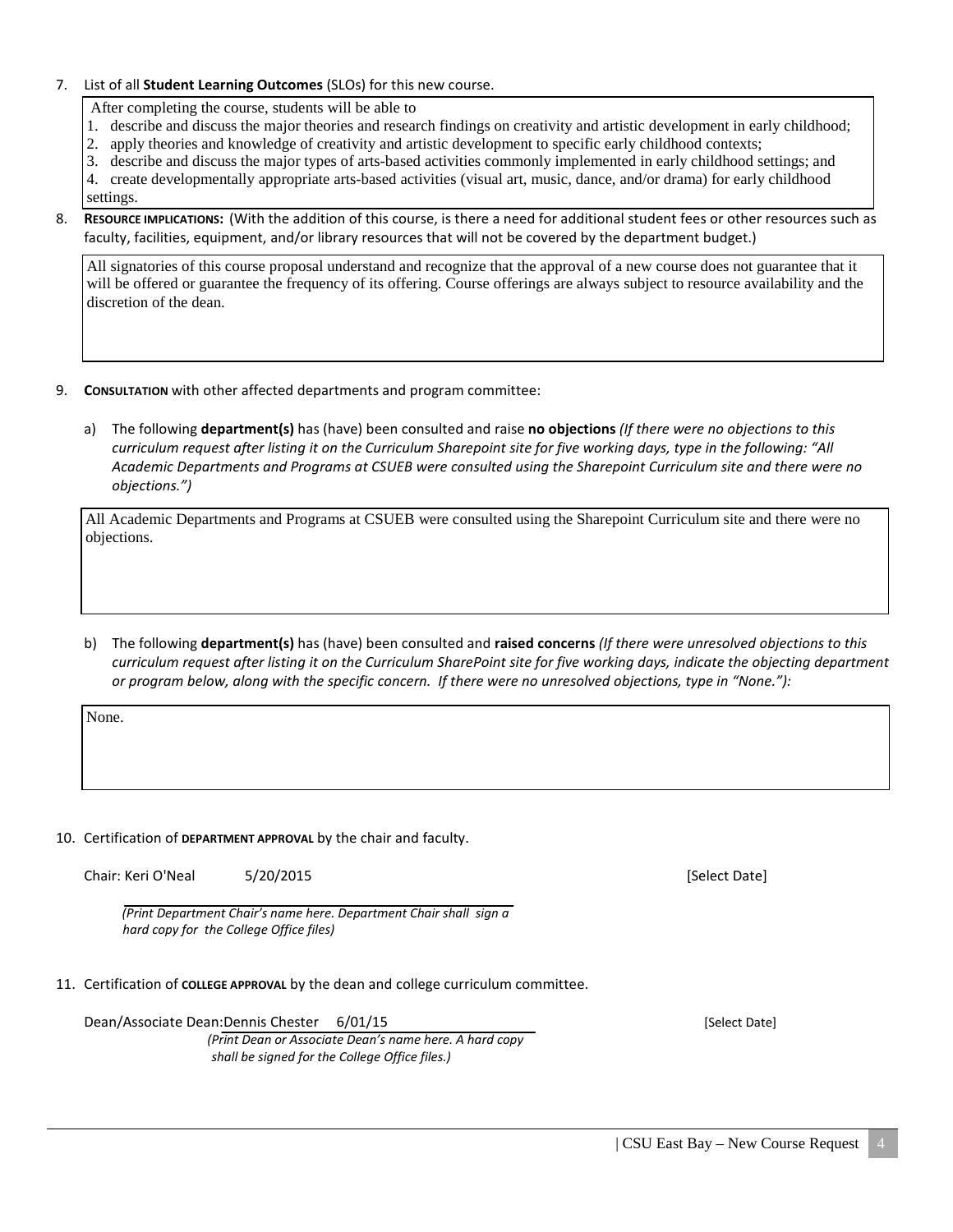7. List of all **Student Learning Outcomes** (SLOs) for this new course.

After completing the course, students will be able to

1. describe and discuss the major theories and research findings on creativity and artistic development in early childhood;
2. apply theories and knowledge of creativity and artistic development to specific early childhood contexts;
3. describe and discuss the major types of arts-based activities commonly implemented in early childhood settings; and
4. create developmentally appropriate arts-based activities (visual art, music, dance, and/or drama) for early childhood settings.

8. **RESOURCE IMPLICATIONS:** (With the addition of this course, is there a need for additional student fees or other resources such as faculty, facilities, equipment, and/or library resources that will not be covered by the department budget.)

All signatories of this course proposal understand and recognize that the approval of a new course does not guarantee that it will be offered or guarantee the frequency of its offering. Course offerings are always subject to resource availability and the discretion of the dean.

9. **CONSULTATION** with other affected departments and program committee:

a) The following **department(s)** has (have) been consulted and raise **no objections** *(If there were no objections to this curriculum request after listing it on the Curriculum Sharepoint site for five working days, type in the following: "All Academic Departments and Programs at CSUEB were consulted using the Sharepoint Curriculum site and there were no objections.")*

All Academic Departments and Programs at CSUEB were consulted using the Sharepoint Curriculum site and there were no objections.

b) The following **department(s)** has (have) been consulted and **raised concerns** *(If there were unresolved objections to this curriculum request after listing it on the Curriculum SharePoint site for five working days, indicate the objecting department or program below, along with the specific concern. If there were no unresolved objections, type in "None."):*

None.

10. Certification of **DEPARTMENT APPROVAL** by the chair and faculty.

Chair: Keri O'Neal 5/20/2015 [Select Date]

*(Print Department Chair's name here. Department Chair shall sign a hard copy for the College Office files)*

11. Certification of **COLLEGE APPROVAL** by the dean and college curriculum committee.

Dean/Associate Dean: Dennis Chester 6/01/15 [Select Date]

*(Print Dean or Associate Dean's name here. A hard copy shall be signed for the College Office files.)*